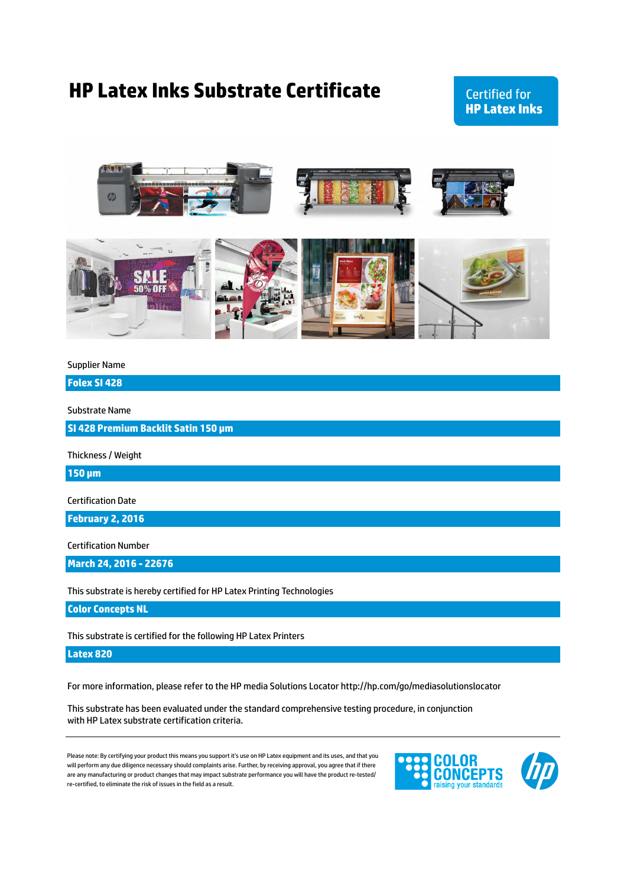# HP Latex Inks Substrate Certificate

Certified for
**HP Latex Inks**

Supplier Name

**Folex SI 428**

Substrate Name

**SI 428 Premium Backlit Satin 150 µm**

Thickness / Weight

**150 µm**

Certification Date

**February 2, 2016**

Certification Number

**March 24, 2016 - 22676**

This substrate is hereby certified for HP Latex Printing Technologies

**Color Concepts NL**

This substrate is certified for the following HP Latex Printers

**Latex 820**

For more information, please refer to the HP media Solutions Locator http://hp.com/go/mediasolutionslocator

This substrate has been evaluated under the standard comprehensive testing procedure, in conjunction with HP Latex substrate certification criteria.

---

Please note: By certifying your product this means you support it's use on HP Latex equipment and its uses, and that you will perform any due diligence necessary should complaints arise. Further, by receiving approval, you agree that if there are any manufacturing or product changes that may impact substrate performance you will have the product re-tested/re-certified, to eliminate the risk of issues in the field as a result.

COLOR CONCEPTS raising your standards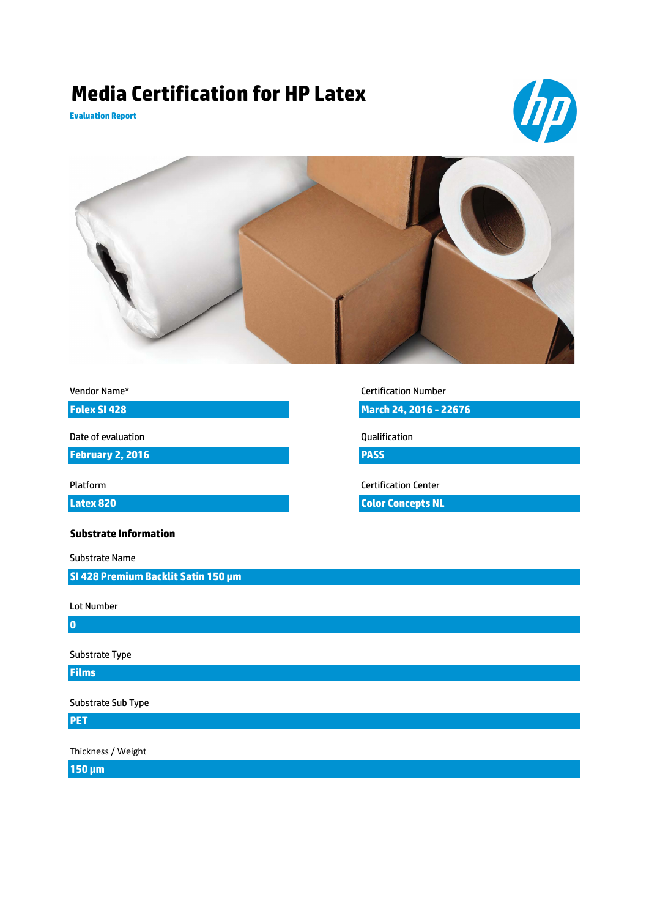# Media Certification for HP Latex

**Evaluation Report**

Vendor Name*

**Folex SI 428**

Date of evaluation

**February 2, 2016**

Platform

**Latex 820**

Certification Number

**March 24, 2016 - 22676**

Qualification

**PASS**

Certification Center

**Color Concepts NL**

### Substrate Information

Substrate Name

**SI 428 Premium Backlit Satin 150 µm**

Lot Number

**0**

Substrate Type

**Films**

Substrate Sub Type

**PET**

Thickness / Weight

**150 µm**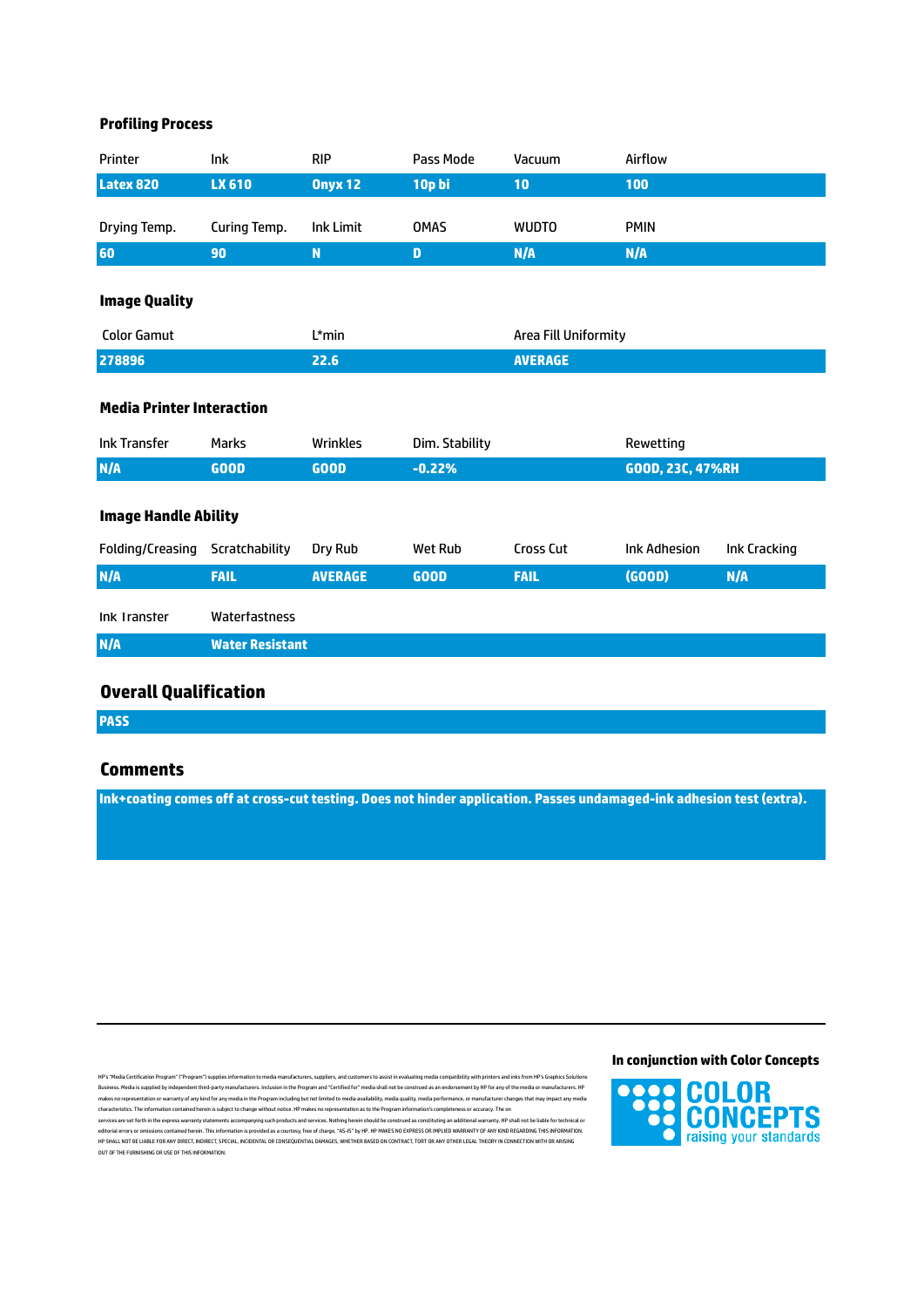### Profiling Process

| Printer | Ink | RIP | Pass Mode | Vacuum | Airflow |
|---|---|---|---|---|---|
| **Latex 820** | **LX 610** | **Onyx 12** | **10p bi** | **10** | **100** |

| Drying Temp. | Curing Temp. | Ink Limit | OMAS | WUDTO | PMIN |
|---|---|---|---|---|---|
| **60** | **90** | **N** | **D** | **N/A** | **N/A** |

### Image Quality

| Color Gamut | L*min | Area Fill Uniformity |
|---|---|---|
| **278896** | **22.6** | **AVERAGE** |

### Media Printer Interaction

| Ink Transfer | Marks | Wrinkles | Dim. Stability | Rewetting |
|---|---|---|---|---|
| **N/A** | **GOOD** | **GOOD** | **-0.22%** | **GOOD, 23C, 47%RH** |

### Image Handle Ability

| Folding/Creasing | Scratchability | Dry Rub | Wet Rub | Cross Cut | Ink Adhesion | Ink Cracking |
|---|---|---|---|---|---|---|
| **N/A** | **FAIL** | **AVERAGE** | **GOOD** | **FAIL** | **(GOOD)** | **N/A** |

| Ink Transfer | Waterfastness |
|---|---|
| **N/A** | **Water Resistant** |

## Overall Qualification

**PASS**

## Comments

**Ink+coating comes off at cross-cut testing. Does not hinder application. Passes undamaged-ink adhesion test (extra).**

---

HP's "Media Certification Program" ("Program") supplies information to media manufacturers, suppliers, and customers to assist in evaluating media compatibility with printers and inks from HP's Graphics Solutions Business. Media is supplied by independent third-party manufacturers. Inclusion in the Program and "Certified for" media shall not be construed as an endorsement by HP for any of the media or manufacturers. HP makes no representation or warranty of any kind for any media in the Program including but not limited to media availability, media quality, media performance, or manufacturer changes that may impact any media characteristics. The information contained herein is subject to change without notice. HP makes no representation as to the Program information's completeness or accuracy. The on services are set forth in the express warranty statements accompanying such products and services. Nothing herein should be construed as constituting an additional warranty. HP shall not be liable for technical or editorial errors or omissions contained herein. This information is provided as a courtesy, free of charge, "AS-IS" by HP. HP MAKES NO EXPRESS OR IMPLIED WARRANTY OF ANY KIND REGARDING THIS INFORMATION. HP SHALL NOT BE LIABLE FOR ANY DIRECT, INDIRECT, SPECIAL, INCIDENTAL OR CONSEQUENTIAL DAMAGES, WHETHER BASED ON CONTRACT, TORT OR ANY OTHER LEGAL THEORY IN CONNECTION WITH OR ARISING OUT OF THE FURNISHING OR USE OF THIS INFORMATION.

**In conjunction with Color Concepts**

COLOR CONCEPTS
raising your standards